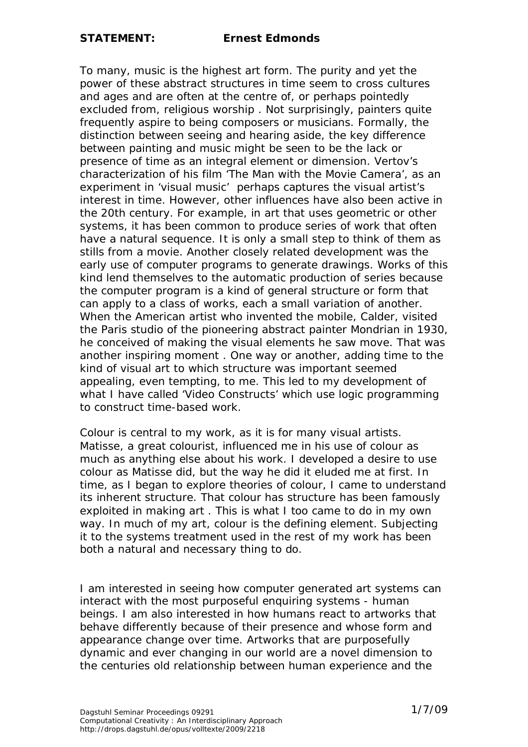**STATEMENT:** **Ernest Edmonds**

To many, music is the highest art form. The purity and yet the power of these abstract structures in time seem to cross cultures and ages and are often at the centre of, or perhaps pointedly excluded from, religious worship . Not surprisingly, painters quite frequently aspire to being composers or musicians. Formally, the distinction between seeing and hearing aside, the key difference between painting and music might be seen to be the lack or presence of time as an integral element or dimension. Vertov's characterization of his film 'The Man with the Movie Camera', as an experiment in 'visual music' perhaps captures the visual artist's interest in time. However, other influences have also been active in the 20th century. For example, in art that uses geometric or other systems, it has been common to produce series of work that often have a natural sequence. It is only a small step to think of them as stills from a movie. Another closely related development was the early use of computer programs to generate drawings. Works of this kind lend themselves to the automatic production of series because the computer program is a kind of general structure or form that can apply to a class of works, each a small variation of another. When the American artist who invented the mobile, Calder, visited the Paris studio of the pioneering abstract painter Mondrian in 1930, he conceived of making the visual elements he saw move. That was another inspiring moment . One way or another, adding time to the kind of visual art to which structure was important seemed appealing, even tempting, to me. This led to my development of what I have called 'Video Constructs' which use logic programming to construct time-based work.

Colour is central to my work, as it is for many visual artists. Matisse, a great colourist, influenced me in his use of colour as much as anything else about his work. I developed a desire to use colour as Matisse did, but the way he did it eluded me at first. In time, as I began to explore theories of colour, I came to understand its inherent structure. That colour has structure has been famously exploited in making art . This is what I too came to do in my own way. In much of my art, colour is the defining element. Subjecting it to the systems treatment used in the rest of my work has been both a natural and necessary thing to do.

I am interested in seeing how computer generated art systems can interact with the most purposeful enquiring systems - human beings. I am also interested in how humans react to artworks that behave differently because of their presence and whose form and appearance change over time. Artworks that are purposefully dynamic and ever changing in our world are a novel dimension to the centuries old relationship between human experience and the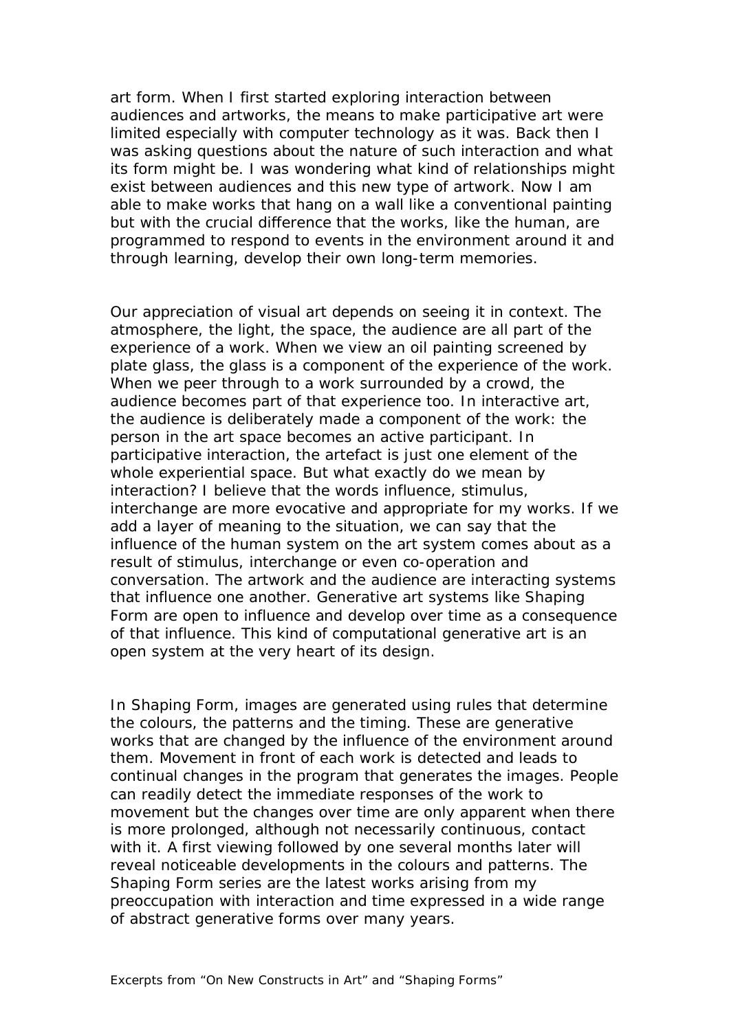art form. When I first started exploring interaction between audiences and artworks, the means to make participative art were limited especially with computer technology as it was. Back then I was asking questions about the nature of such interaction and what its form might be. I was wondering what kind of relationships might exist between audiences and this new type of artwork. Now I am able to make works that hang on a wall like a conventional painting but with the crucial difference that the works, like the human, are programmed to respond to events in the environment around it and through learning, develop their own long-term memories.

Our appreciation of visual art depends on seeing it in context. The atmosphere, the light, the space, the audience are all part of the experience of a work. When we view an oil painting screened by plate glass, the glass is a component of the experience of the work. When we peer through to a work surrounded by a crowd, the audience becomes part of that experience too. In interactive art, the audience is deliberately made a component of the work: the person in the art space becomes an active participant. In participative interaction, the artefact is just one element of the whole experiential space. But what exactly do we mean by interaction? I believe that the words influence, stimulus, interchange are more evocative and appropriate for my works. If we add a layer of meaning to the situation, we can say that the influence of the human system on the art system comes about as a result of stimulus, interchange or even co-operation and conversation. The artwork and the audience are interacting systems that influence one another. Generative art systems like Shaping Form are open to influence and develop over time as a consequence of that influence. This kind of computational generative art is an open system at the very heart of its design.

In Shaping Form, images are generated using rules that determine the colours, the patterns and the timing. These are generative works that are changed by the influence of the environment around them. Movement in front of each work is detected and leads to continual changes in the program that generates the images. People can readily detect the immediate responses of the work to movement but the changes over time are only apparent when there is more prolonged, although not necessarily continuous, contact with it. A first viewing followed by one several months later will reveal noticeable developments in the colours and patterns. The Shaping Form series are the latest works arising from my preoccupation with interaction and time expressed in a wide range of abstract generative forms over many years.

Excerpts from “On New Constructs in Art” and “Shaping Forms”